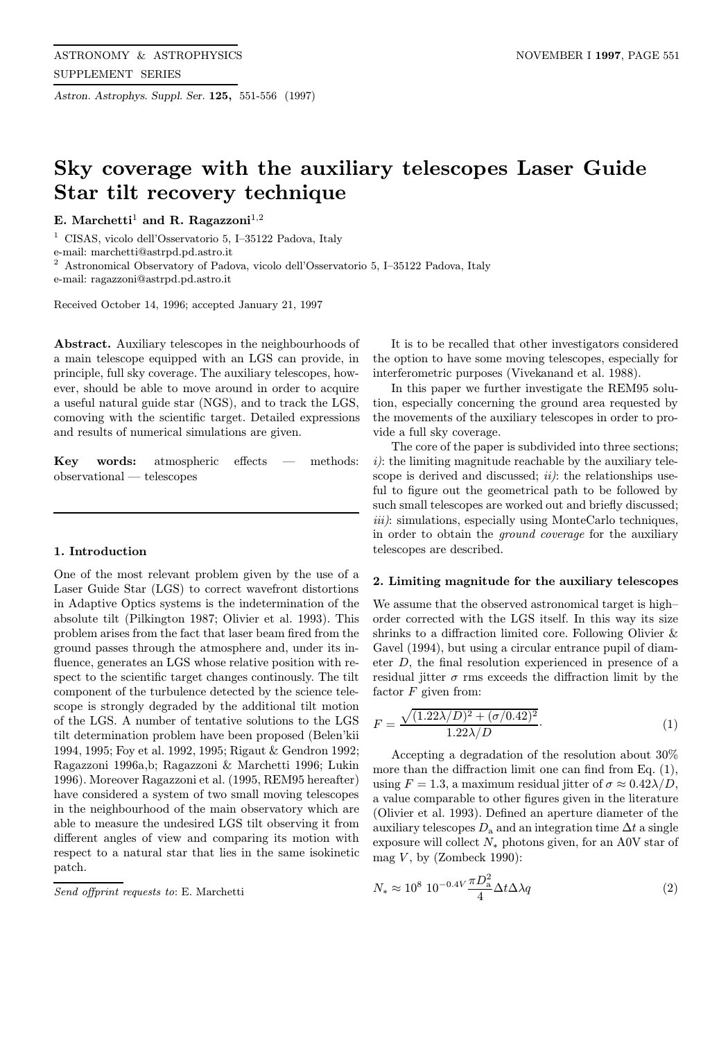# Sky coverage with the auxiliary telescopes Laser Guide Star tilt recovery technique

**E. Marchetti**[1] **and R. Ragazzoni**[1,2]

[1] CISAS, vicolo dell'Osservatorio 5, I–35122 Padova, Italy
e-mail: marchetti@astrpd.pd.astro.it

[2] Astronomical Observatory of Padova, vicolo dell'Osservatorio 5, I–35122 Padova, Italy
e-mail: ragazzoni@astrpd.pd.astro.it

Received October 14, 1996; accepted January 21, 1997

**Abstract.** Auxiliary telescopes in the neighbourhoods of a main telescope equipped with an LGS can provide, in principle, full sky coverage. The auxiliary telescopes, however, should be able to move around in order to acquire a useful natural guide star (NGS), and to track the LGS, comoving with the scientific target. Detailed expressions and results of numerical simulations are given.

**Key words:** atmospheric effects — methods: observational — telescopes

## 1. Introduction

One of the most relevant problem given by the use of a Laser Guide Star (LGS) to correct wavefront distortions in Adaptive Optics systems is the indetermination of the absolute tilt (Pilkington 1987; Olivier et al. 1993). This problem arises from the fact that laser beam fired from the ground passes through the atmosphere and, under its influence, generates an LGS whose relative position with respect to the scientific target changes continously. The tilt component of the turbulence detected by the science telescope is strongly degraded by the additional tilt motion of the LGS. A number of tentative solutions to the LGS tilt determination problem have been proposed (Belen'kii 1994, 1995; Foy et al. 1992, 1995; Rigaut & Gendron 1992; Ragazzoni 1996a,b; Ragazzoni & Marchetti 1996; Lukin 1996). Moreover Ragazzoni et al. (1995, REM95 hereafter) have considered a system of two small moving telescopes in the neighbourhood of the main observatory which are able to measure the undesired LGS tilt observing it from different angles of view and comparing its motion with respect to a natural star that lies in the same isokinetic patch.

*Send offprint requests to*: E. Marchetti

It is to be recalled that other investigators considered the option to have some moving telescopes, especially for interferometric purposes (Vivekanand et al. 1988).

In this paper we further investigate the REM95 solution, especially concerning the ground area requested by the movements of the auxiliary telescopes in order to provide a full sky coverage.

The core of the paper is subdivided into three sections; *i)*: the limiting magnitude reachable by the auxiliary telescope is derived and discussed; *ii)*: the relationships useful to figure out the geometrical path to be followed by such small telescopes are worked out and briefly discussed; *iii)*: simulations, especially using MonteCarlo techniques, in order to obtain the *ground coverage* for the auxiliary telescopes are described.

## 2. Limiting magnitude for the auxiliary telescopes

We assume that the observed astronomical target is high–order corrected with the LGS itself. In this way its size shrinks to a diffraction limited core. Following Olivier & Gavel (1994), but using a circular entrance pupil of diameter $D$, the final resolution experienced in presence of a residual jitter $\sigma$ rms exceeds the diffraction limit by the factor $F$ given from:

$$F = \frac{\sqrt{(1.22\lambda/D)^2 + (\sigma/0.42)^2}}{1.22\lambda/D}. \tag{1}$$

Accepting a degradation of the resolution about 30% more than the diffraction limit one can find from Eq. (1), using $F = 1.3$, a maximum residual jitter of $\sigma \approx 0.42\lambda/D$, a value comparable to other figures given in the literature (Olivier et al. 1993). Defined an aperture diameter of the auxiliary telescopes $D_{\rm a}$ and an integration time $\Delta t$ a single exposure will collect $N_*$ photons given, for an A0V star of mag $V$, by (Zombeck 1990):

$$N_* \approx 10^8 \; 10^{-0.4V} \frac{\pi D_{\rm a}^2}{4} \Delta t \Delta\lambda q \tag{2}$$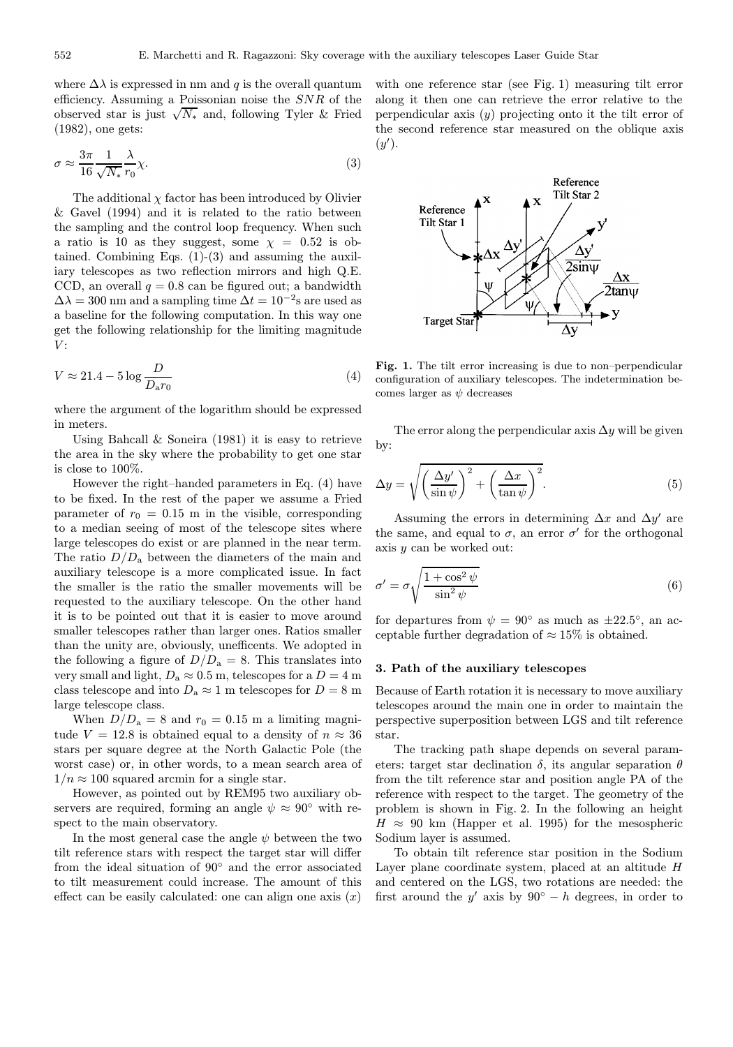where $\Delta\lambda$ is expressed in nm and $q$ is the overall quantum efficiency. Assuming a Poissonian noise the $SNR$ of the observed star is just $\sqrt{N_*}$ and, following Tyler & Fried (1982), one gets:

$$\sigma \approx \frac{3\pi}{16} \frac{1}{\sqrt{N_*}} \frac{\lambda}{r_0} \chi. \tag{3}$$

The additional $\chi$ factor has been introduced by Olivier & Gavel (1994) and it is related to the ratio between the sampling and the control loop frequency. When such a ratio is 10 as they suggest, some $\chi = 0.52$ is obtained. Combining Eqs. (1)-(3) and assuming the auxiliary telescopes as two reflection mirrors and high Q.E. CCD, an overall $q = 0.8$ can be figured out; a bandwidth $\Delta\lambda = 300$ nm and a sampling time $\Delta t = 10^{-2}$s are used as a baseline for the following computation. In this way one get the following relationship for the limiting magnitude $V$:

$$V \approx 21.4 - 5 \log \frac{D}{D_{\mathrm{a}} r_0} \tag{4}$$

where the argument of the logarithm should be expressed in meters.

Using Bahcall & Soneira (1981) it is easy to retrieve the area in the sky where the probability to get one star is close to 100%.

However the right–handed parameters in Eq. (4) have to be fixed. In the rest of the paper we assume a Fried parameter of $r_0 = 0.15$ m in the visible, corresponding to a median seeing of most of the telescope sites where large telescopes do exist or are planned in the near term. The ratio $D/D_{\mathrm{a}}$ between the diameters of the main and auxiliary telescope is a more complicated issue. In fact the smaller is the ratio the smaller movements will be requested to the auxiliary telescope. On the other hand it is to be pointed out that it is easier to move around smaller telescopes rather than larger ones. Ratios smaller than the unity are, obviously, unefficents. We adopted in the following a figure of $D/D_{\mathrm{a}} = 8$. This translates into very small and light, $D_{\mathrm{a}} \approx 0.5$ m, telescopes for a $D = 4$ m class telescope and into $D_{\mathrm{a}} \approx 1$ m telescopes for $D = 8$ m large telescope class.

When $D/D_{\mathrm{a}} = 8$ and $r_0 = 0.15$ m a limiting magnitude $V = 12.8$ is obtained equal to a density of $n \approx 36$ stars per square degree at the North Galactic Pole (the worst case) or, in other words, to a mean search area of $1/n \approx 100$ squared arcmin for a single star.

However, as pointed out by REM95 two auxiliary observers are required, forming an angle $\psi \approx 90°$ with respect to the main observatory.

In the most general case the angle $\psi$ between the two tilt reference stars with respect the target star will differ from the ideal situation of 90° and the error associated to tilt measurement could increase. The amount of this effect can be easily calculated: one can align one axis ($x$) with one reference star (see Fig. 1) measuring tilt error along it then one can retrieve the error relative to the perpendicular axis ($y$) projecting onto it the tilt error of the second reference star measured on the oblique axis ($y'$).

**Fig. 1.** The tilt error increasing is due to non–perpendicular configuration of auxiliary telescopes. The indetermination becomes larger as $\psi$ decreases

The error along the perpendicular axis $\Delta y$ will be given by:

$$\Delta y = \sqrt{\left(\frac{\Delta y'}{\sin\psi}\right)^2 + \left(\frac{\Delta x}{\tan\psi}\right)^2}. \tag{5}$$

Assuming the errors in determining $\Delta x$ and $\Delta y'$ are the same, and equal to $\sigma$, an error $\sigma'$ for the orthogonal axis $y$ can be worked out:

$$\sigma' = \sigma \sqrt{\frac{1 + \cos^2\psi}{\sin^2\psi}} \tag{6}$$

for departures from $\psi = 90°$ as much as $\pm 22.5°$, an acceptable further degradation of $\approx 15\%$ is obtained.

### 3. Path of the auxiliary telescopes

Because of Earth rotation it is necessary to move auxiliary telescopes around the main one in order to maintain the perspective superposition between LGS and tilt reference star.

The tracking path shape depends on several parameters: target star declination $\delta$, its angular separation $\theta$ from the tilt reference star and position angle PA of the reference with respect to the target. The geometry of the problem is shown in Fig. 2. In the following an height $H \approx 90$ km (Happer et al. 1995) for the mesospheric Sodium layer is assumed.

To obtain tilt reference star position in the Sodium Layer plane coordinate system, placed at an altitude $H$ and centered on the LGS, two rotations are needed: the first around the $y'$ axis by $90° - h$ degrees, in order to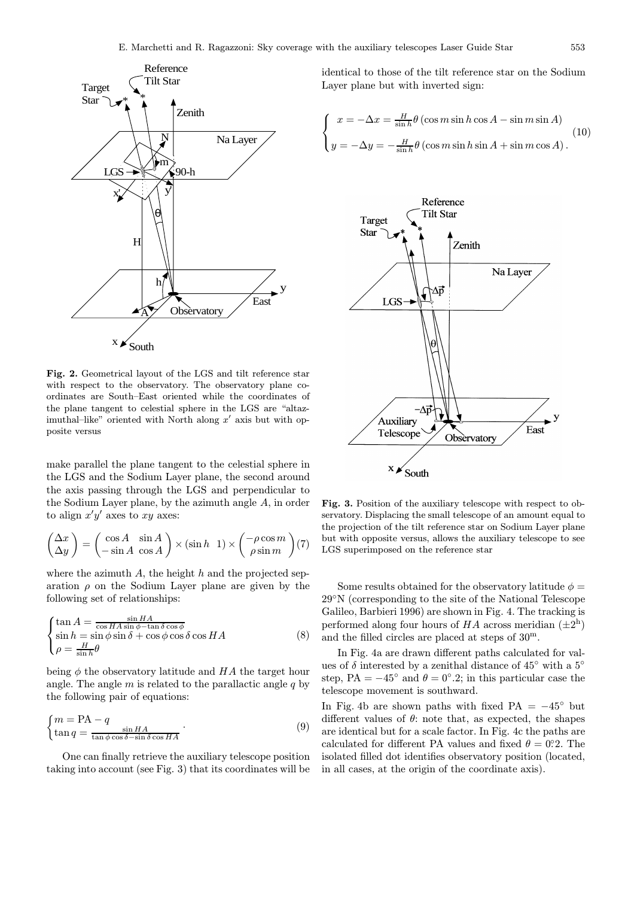Fig. 2. Geometrical layout of the LGS and tilt reference star with respect to the observatory. The observatory plane coordinates are South–East oriented while the coordinates of the plane tangent to celestial sphere in the LGS are "altazimuthal–like" oriented with North along $x'$ axis but with opposite versus

make parallel the plane tangent to the celestial sphere in the LGS and the Sodium Layer plane, the second around the axis passing through the LGS and perpendicular to the Sodium Layer plane, by the azimuth angle $A$, in order to align $x'y'$ axes to $xy$ axes:

$$\begin{pmatrix} \Delta x \\ \Delta y \end{pmatrix} = \begin{pmatrix} \cos A & \sin A \\ -\sin A & \cos A \end{pmatrix} \times (\sin h \;\; 1) \times \begin{pmatrix} -\rho\cos m \\ \rho \sin m \end{pmatrix} \quad (7)$$

where the azimuth $A$, the height $h$ and the projected separation $\rho$ on the Sodium Layer plane are given by the following set of relationships:

$$\begin{cases} \tan A = \frac{\sin HA}{\cos HA \sin\phi - \tan\delta\cos\phi} \\ \sin h = \sin\phi\sin\delta + \cos\phi\cos\delta\cos HA \\ \rho = \frac{H}{\sin h}\theta \end{cases} \quad (8)$$

being $\phi$ the observatory latitude and $HA$ the target hour angle. The angle $m$ is related to the parallactic angle $q$ by the following pair of equations:

$$\begin{cases} m = \mathrm{PA} - q \\ \tan q = \frac{\sin HA}{\tan\phi\cos\delta - \sin\delta\cos HA} \end{cases} . \quad (9)$$

One can finally retrieve the auxiliary telescope position taking into account (see Fig. 3) that its coordinates will be identical to those of the tilt reference star on the Sodium Layer plane but with inverted sign:

$$\begin{cases} x = -\Delta x = \frac{H}{\sin h}\theta\left(\cos m \sin h \cos A - \sin m \sin A\right) \\ y = -\Delta y = -\frac{H}{\sin h}\theta\left(\cos m \sin h \sin A + \sin m \cos A\right). \end{cases} \quad (10)$$

Fig. 3. Position of the auxiliary telescope with respect to observatory. Displacing the small telescope of an amount equal to the projection of the tilt reference star on Sodium Layer plane but with opposite versus, allows the auxiliary telescope to see LGS superimposed on the reference star

Some results obtained for the observatory latitude $\phi = 29°$N (corresponding to the site of the National Telescope Galileo, Barbieri 1996) are shown in Fig. 4. The tracking is performed along four hours of $HA$ across meridian ($\pm 2^{\mathrm{h}}$) and the filled circles are placed at steps of $30^{\mathrm{m}}$.

In Fig. 4a are drawn different paths calculated for values of $\delta$ interested by a zenithal distance of $45°$ with a $5°$ step, PA $= -45°$ and $\theta = 0°.2$; in this particular case the telescope movement is southward.

In Fig. 4b are shown paths with fixed PA $= -45°$ but different values of $\theta$: note that, as expected, the shapes are identical but for a scale factor. In Fig. 4c the paths are calculated for different PA values and fixed $\theta = 0\overset{\circ}{.}2$. The isolated filled dot identifies observatory position (located, in all cases, at the origin of the coordinate axis).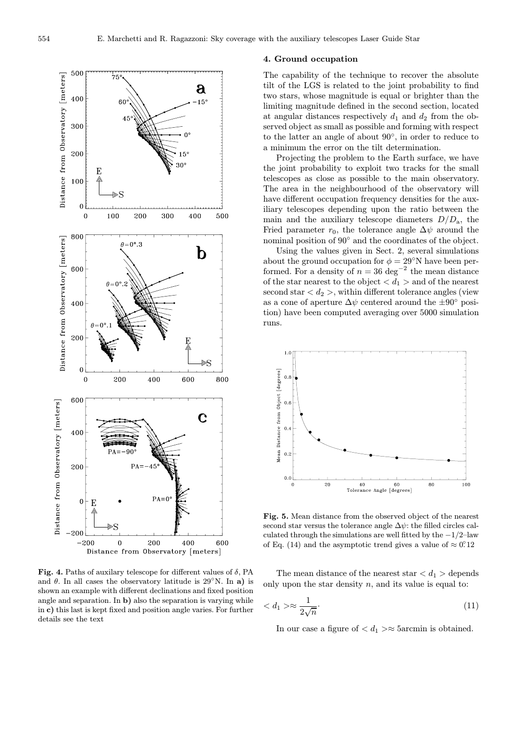**Fig. 4.** Paths of auxilary telescope for different values of $\delta$, PA and $\theta$. In all cases the observatory latitude is 29°N. In **a)** is shown an example with different declinations and fixed position angle and separation. In **b)** also the separation is varying while in **c)** this last is kept fixed and position angle varies. For further details see the text

## 4. Ground occupation

The capability of the technique to recover the absolute tilt of the LGS is related to the joint probability to find two stars, whose magnitude is equal or brighter than the limiting magnitude defined in the second section, located at angular distances respectively $d_1$ and $d_2$ from the observed object as small as possible and forming with respect to the latter an angle of about 90°, in order to reduce to a minimum the error on the tilt determination.

Projecting the problem to the Earth surface, we have the joint probability to exploit two tracks for the small telescopes as close as possible to the main observatory. The area in the neighbourhood of the observatory will have different occupation frequency densities for the auxiliary telescopes depending upon the ratio between the main and the auxiliary telescope diameters $D/D_{\rm a}$, the Fried parameter $r_0$, the tolerance angle $\Delta\psi$ around the nominal position of 90° and the coordinates of the object.

Using the values given in Sect. 2, several simulations about the ground occupation for $\phi = 29°$N have been performed. For a density of $n = 36$ deg$^{-2}$ the mean distance of the star nearest to the object $< d_1 >$ and of the nearest second star $< d_2 >$, within different tolerance angles (view as a cone of aperture $\Delta\psi$ centered around the $\pm 90°$ position) have been computed averaging over 5000 simulation runs.

**Fig. 5.** Mean distance from the observed object of the nearest second star versus the tolerance angle $\Delta\psi$: the filled circles calculated through the simulations are well fitted by the $-1/2$–law of Eq. (14) and the asymptotic trend gives a value of $\approx 0.°12$

The mean distance of the nearest star $< d_1 >$ depends only upon the star density $n$, and its value is equal to:

$$< d_1 > \approx \frac{1}{2\sqrt{n}}. \tag{11}$$

In our case a figure of $< d_1 > \approx 5$arcmin is obtained.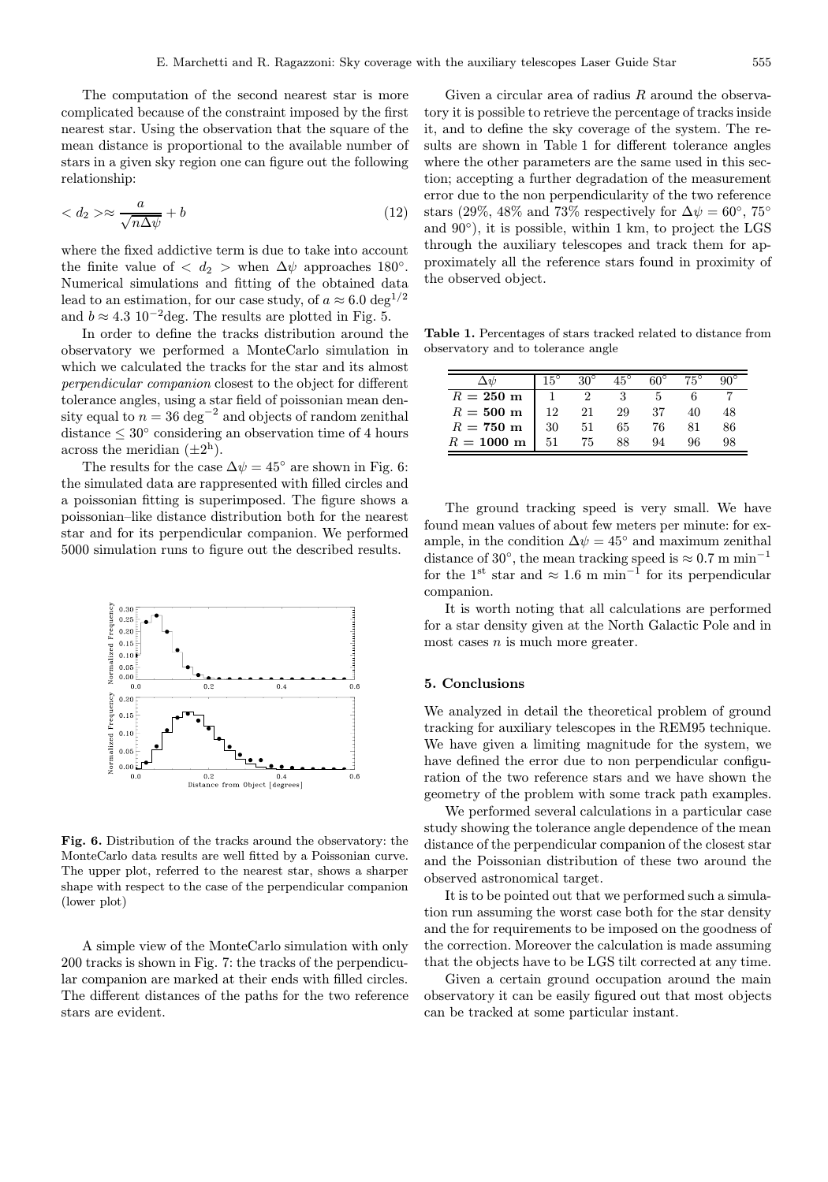The computation of the second nearest star is more complicated because of the constraint imposed by the first nearest star. Using the observation that the square of the mean distance is proportional to the available number of stars in a given sky region one can figure out the following relationship:

$$< d_2 > \approx \frac{a}{\sqrt{n\Delta\psi}} + b \tag{12}$$

where the fixed addictive term is due to take into account the finite value of $< d_2 >$ when $\Delta\psi$ approaches 180°. Numerical simulations and fitting of the obtained data lead to an estimation, for our case study, of $a \approx 6.0 \deg^{1/2}$ and $b \approx 4.3\ 10^{-2}$deg. The results are plotted in Fig. 5.

In order to define the tracks distribution around the observatory we performed a MonteCarlo simulation in which we calculated the tracks for the star and its almost *perpendicular companion* closest to the object for different tolerance angles, using a star field of poissonian mean density equal to $n = 36 \deg^{-2}$ and objects of random zenithal distance $\leq 30°$ considering an observation time of 4 hours across the meridian ($\pm 2^{\rm h}$).

The results for the case $\Delta\psi = 45°$ are shown in Fig. 6: the simulated data are rappresented with filled circles and a poissonian fitting is superimposed. The figure shows a poissonian–like distance distribution both for the nearest star and for its perpendicular companion. We performed 5000 simulation runs to figure out the described results.

**Fig. 6.** Distribution of the tracks around the observatory: the MonteCarlo data results are well fitted by a Poissonian curve. The upper plot, referred to the nearest star, shows a sharper shape with respect to the case of the perpendicular companion (lower plot)

A simple view of the MonteCarlo simulation with only 200 tracks is shown in Fig. 7: the tracks of the perpendicular companion are marked at their ends with filled circles. The different distances of the paths for the two reference stars are evident.

Given a circular area of radius $R$ around the observatory it is possible to retrieve the percentage of tracks inside it, and to define the sky coverage of the system. The results are shown in Table 1 for different tolerance angles where the other parameters are the same used in this section; accepting a further degradation of the measurement error due to the non perpendicularity of the two reference stars (29%, 48% and 73% respectively for $\Delta\psi = 60°$, 75° and 90°), it is possible, within 1 km, to project the LGS through the auxiliary telescopes and track them for approximately all the reference stars found in proximity of the observed object.

**Table 1.** Percentages of stars tracked related to distance from observatory and to tolerance angle

| $\Delta\psi$ | 15° | 30° | 45° | 60° | 75° | 90° |
|---|---|---|---|---|---|---|
| **$R$ = 250 m** | 1 | 2 | 3 | 5 | 6 | 7 |
| **$R$ = 500 m** | 12 | 21 | 29 | 37 | 40 | 48 |
| **$R$ = 750 m** | 30 | 51 | 65 | 76 | 81 | 86 |
| **$R$ = 1000 m** | 51 | 75 | 88 | 94 | 96 | 98 |

The ground tracking speed is very small. We have found mean values of about few meters per minute: for example, in the condition $\Delta\psi = 45°$ and maximum zenithal distance of 30°, the mean tracking speed is $\approx 0.7$ m min$^{-1}$ for the 1$^{\rm st}$ star and $\approx 1.6$ m min$^{-1}$ for its perpendicular companion.

It is worth noting that all calculations are performed for a star density given at the North Galactic Pole and in most cases $n$ is much more greater.

## 5. Conclusions

We analyzed in detail the theoretical problem of ground tracking for auxiliary telescopes in the REM95 technique. We have given a limiting magnitude for the system, we have defined the error due to non perpendicular configuration of the two reference stars and we have shown the geometry of the problem with some track path examples.

We performed several calculations in a particular case study showing the tolerance angle dependence of the mean distance of the perpendicular companion of the closest star and the Poissonian distribution of these two around the observed astronomical target.

It is to be pointed out that we performed such a simulation run assuming the worst case both for the star density and the for requirements to be imposed on the goodness of the correction. Moreover the calculation is made assuming that the objects have to be LGS tilt corrected at any time.

Given a certain ground occupation around the main observatory it can be easily figured out that most objects can be tracked at some particular instant.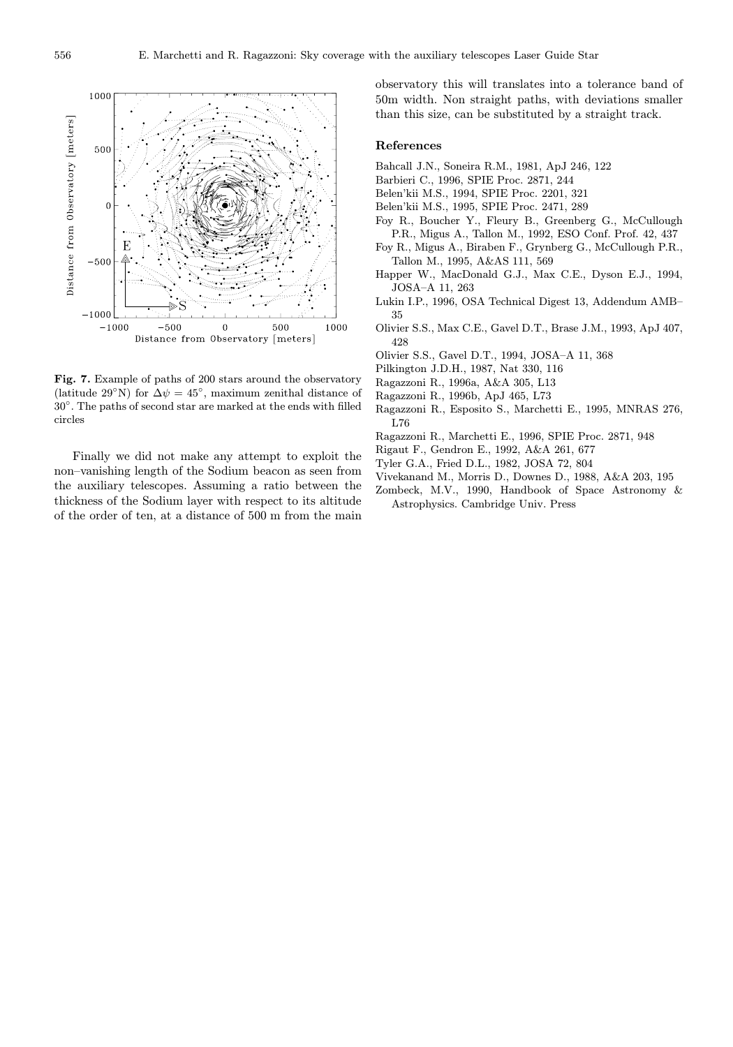1000

500

0

−500

−1000

−1000 −500 0 500 1000

Distance from Observatory [meters]

Distance from Observatory [meters]

E

S

**Fig. 7.** Example of paths of 200 stars around the observatory (latitude 29°N) for $\Delta\psi = 45^{\circ}$, maximum zenithal distance of 30°. The paths of second star are marked at the ends with filled circles

Finally we did not make any attempt to exploit the non–vanishing length of the Sodium beacon as seen from the auxiliary telescopes. Assuming a ratio between the thickness of the Sodium layer with respect to its altitude of the order of ten, at a distance of 500 m from the main observatory this will translates into a tolerance band of 50m width. Non straight paths, with deviations smaller than this size, can be substituted by a straight track.

## References

- Bahcall J.N., Soneira R.M., 1981, ApJ 246, 122
- Barbieri C., 1996, SPIE Proc. 2871, 244
- Belen'kii M.S., 1994, SPIE Proc. 2201, 321
- Belen'kii M.S., 1995, SPIE Proc. 2471, 289
- Foy R., Boucher Y., Fleury B., Greenberg G., McCullough P.R., Migus A., Tallon M., 1992, ESO Conf. Prof. 42, 437
- Foy R., Migus A., Biraben F., Grynberg G., McCullough P.R., Tallon M., 1995, A&AS 111, 569
- Happer W., MacDonald G.J., Max C.E., Dyson E.J., 1994, JOSA–A 11, 263
- Lukin I.P., 1996, OSA Technical Digest 13, Addendum AMB–35
- Olivier S.S., Max C.E., Gavel D.T., Brase J.M., 1993, ApJ 407, 428
- Olivier S.S., Gavel D.T., 1994, JOSA–A 11, 368
- Pilkington J.D.H., 1987, Nat 330, 116
- Ragazzoni R., 1996a, A&A 305, L13
- Ragazzoni R., 1996b, ApJ 465, L73
- Ragazzoni R., Esposito S., Marchetti E., 1995, MNRAS 276, L76
- Ragazzoni R., Marchetti E., 1996, SPIE Proc. 2871, 948
- Rigaut F., Gendron E., 1992, A&A 261, 677
- Tyler G.A., Fried D.L., 1982, JOSA 72, 804
- Vivekanand M., Morris D., Downes D., 1988, A&A 203, 195
- Zombeck, M.V., 1990, Handbook of Space Astronomy & Astrophysics. Cambridge Univ. Press